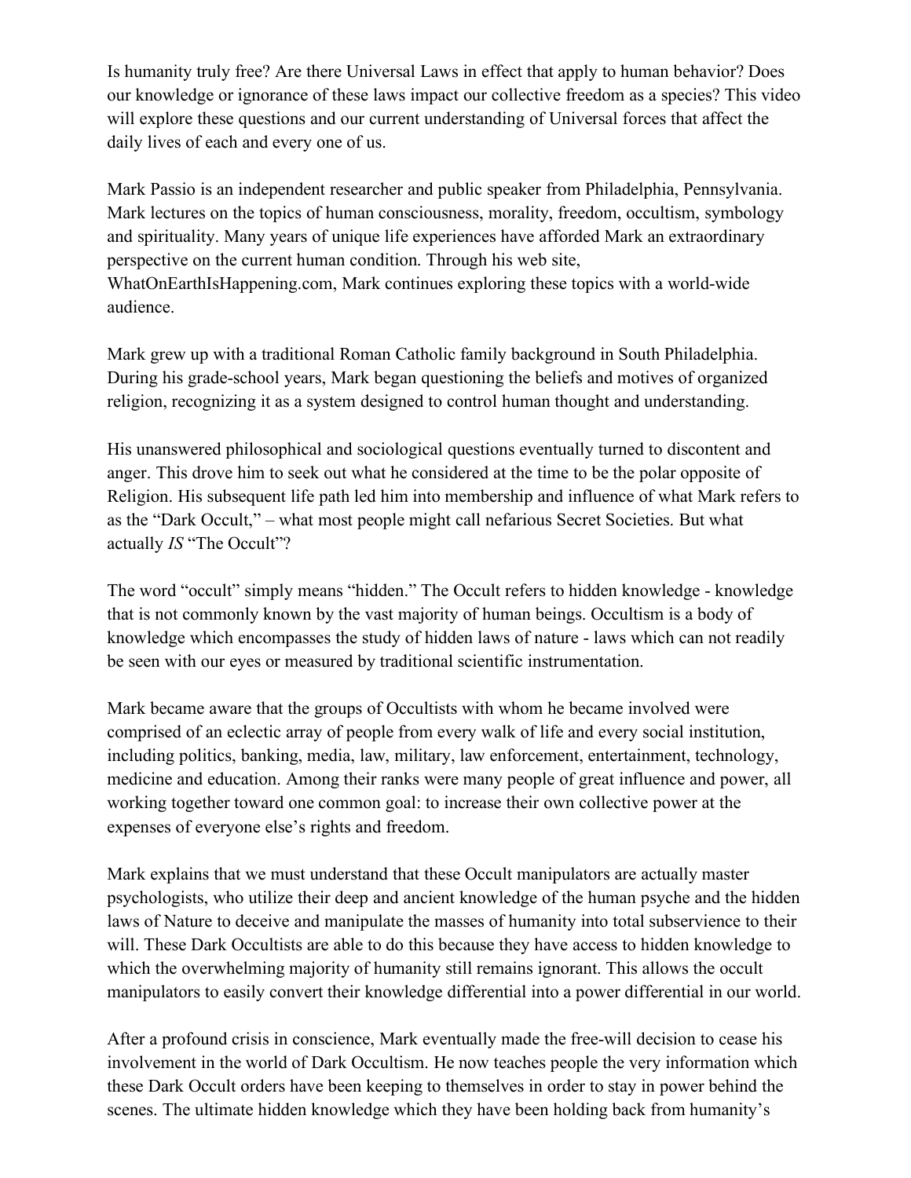Is humanity truly free? Are there Universal Laws in effect that apply to human behavior? Does our knowledge or ignorance of these laws impact our collective freedom as a species? This video will explore these questions and our current understanding of Universal forces that affect the daily lives of each and every one of us.

Mark Passio is an independent researcher and public speaker from Philadelphia, Pennsylvania. Mark lectures on the topics of human consciousness, morality, freedom, occultism, symbology and spirituality. Many years of unique life experiences have afforded Mark an extraordinary perspective on the current human condition. Through his web site, WhatOnEarthIsHappening.com, Mark continues exploring these topics with a world-wide audience.

Mark grew up with a traditional Roman Catholic family background in South Philadelphia. During his grade-school years, Mark began questioning the beliefs and motives of organized religion, recognizing it as a system designed to control human thought and understanding.

His unanswered philosophical and sociological questions eventually turned to discontent and anger. This drove him to seek out what he considered at the time to be the polar opposite of Religion. His subsequent life path led him into membership and influence of what Mark refers to as the "Dark Occult," – what most people might call nefarious Secret Societies. But what actually *IS* "The Occult"?

The word "occult" simply means "hidden." The Occult refers to hidden knowledge - knowledge that is not commonly known by the vast majority of human beings. Occultism is a body of knowledge which encompasses the study of hidden laws of nature - laws which can not readily be seen with our eyes or measured by traditional scientific instrumentation.

Mark became aware that the groups of Occultists with whom he became involved were comprised of an eclectic array of people from every walk of life and every social institution, including politics, banking, media, law, military, law enforcement, entertainment, technology, medicine and education. Among their ranks were many people of great influence and power, all working together toward one common goal: to increase their own collective power at the expenses of everyone else's rights and freedom.

Mark explains that we must understand that these Occult manipulators are actually master psychologists, who utilize their deep and ancient knowledge of the human psyche and the hidden laws of Nature to deceive and manipulate the masses of humanity into total subservience to their will. These Dark Occultists are able to do this because they have access to hidden knowledge to which the overwhelming majority of humanity still remains ignorant. This allows the occult manipulators to easily convert their knowledge differential into a power differential in our world.

After a profound crisis in conscience, Mark eventually made the free-will decision to cease his involvement in the world of Dark Occultism. He now teaches people the very information which these Dark Occult orders have been keeping to themselves in order to stay in power behind the scenes. The ultimate hidden knowledge which they have been holding back from humanity's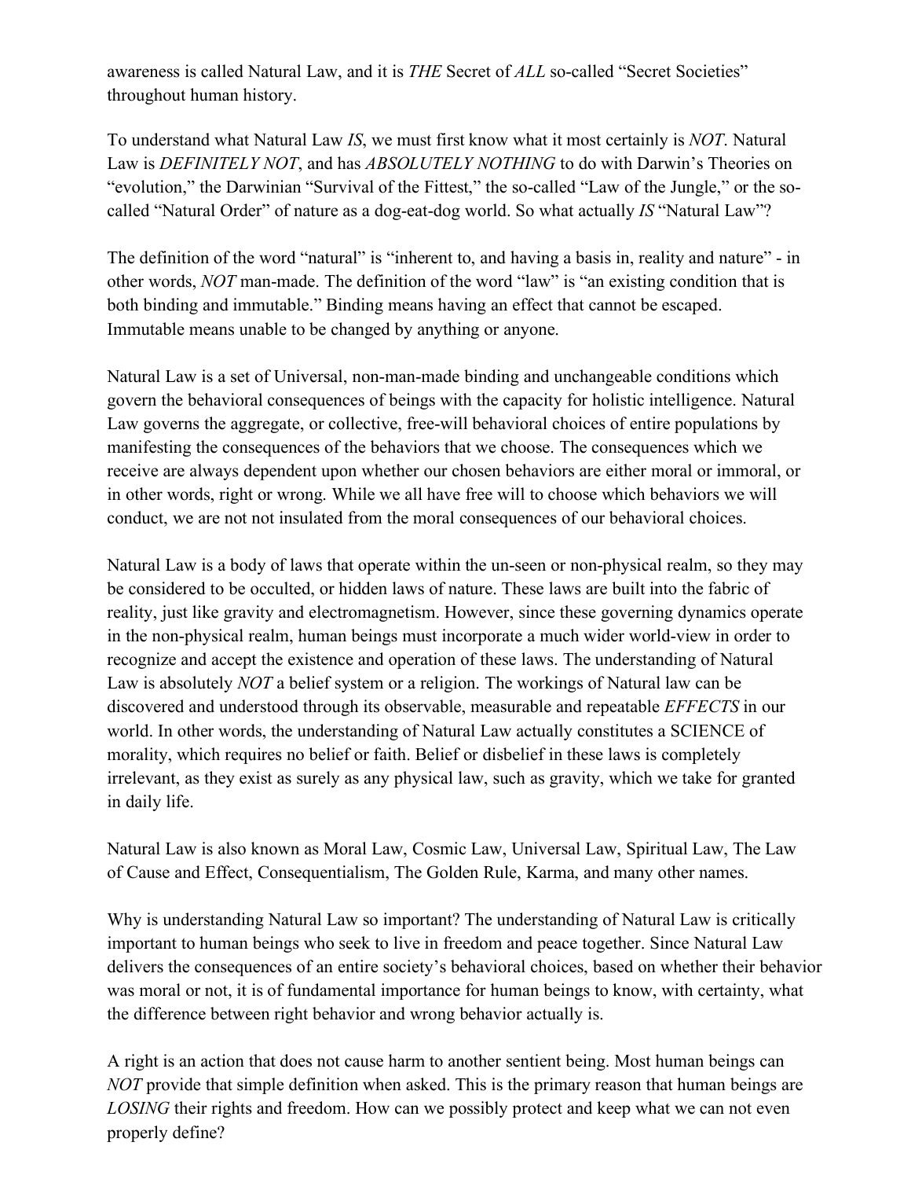awareness is called Natural Law, and it is *THE* Secret of *ALL* so-called “Secret Societies” throughout human history.

To understand what Natural Law *IS*, we must first know what it most certainly is *NOT*. Natural Law is *DEFINITELY NOT*, and has *ABSOLUTELY NOTHING* to do with Darwin’s Theories on “evolution,” the Darwinian “Survival of the Fittest,” the so-called “Law of the Jungle,” or the so-called “Natural Order” of nature as a dog-eat-dog world. So what actually *IS* “Natural Law”?

The definition of the word “natural” is “inherent to, and having a basis in, reality and nature” - in other words, *NOT* man-made. The definition of the word “law” is “an existing condition that is both binding and immutable.” Binding means having an effect that cannot be escaped. Immutable means unable to be changed by anything or anyone.

Natural Law is a set of Universal, non-man-made binding and unchangeable conditions which govern the behavioral consequences of beings with the capacity for holistic intelligence. Natural Law governs the aggregate, or collective, free-will behavioral choices of entire populations by manifesting the consequences of the behaviors that we choose. The consequences which we receive are always dependent upon whether our chosen behaviors are either moral or immoral, or in other words, right or wrong. While we all have free will to choose which behaviors we will conduct, we are not not insulated from the moral consequences of our behavioral choices.

Natural Law is a body of laws that operate within the un-seen or non-physical realm, so they may be considered to be occulted, or hidden laws of nature. These laws are built into the fabric of reality, just like gravity and electromagnetism. However, since these governing dynamics operate in the non-physical realm, human beings must incorporate a much wider world-view in order to recognize and accept the existence and operation of these laws. The understanding of Natural Law is absolutely *NOT* a belief system or a religion. The workings of Natural law can be discovered and understood through its observable, measurable and repeatable *EFFECTS* in our world. In other words, the understanding of Natural Law actually constitutes a SCIENCE of morality, which requires no belief or faith. Belief or disbelief in these laws is completely irrelevant, as they exist as surely as any physical law, such as gravity, which we take for granted in daily life.

Natural Law is also known as Moral Law, Cosmic Law, Universal Law, Spiritual Law, The Law of Cause and Effect, Consequentialism, The Golden Rule, Karma, and many other names.

Why is understanding Natural Law so important? The understanding of Natural Law is critically important to human beings who seek to live in freedom and peace together. Since Natural Law delivers the consequences of an entire society’s behavioral choices, based on whether their behavior was moral or not, it is of fundamental importance for human beings to know, with certainty, what the difference between right behavior and wrong behavior actually is.

A right is an action that does not cause harm to another sentient being. Most human beings can *NOT* provide that simple definition when asked. This is the primary reason that human beings are *LOSING* their rights and freedom. How can we possibly protect and keep what we can not even properly define?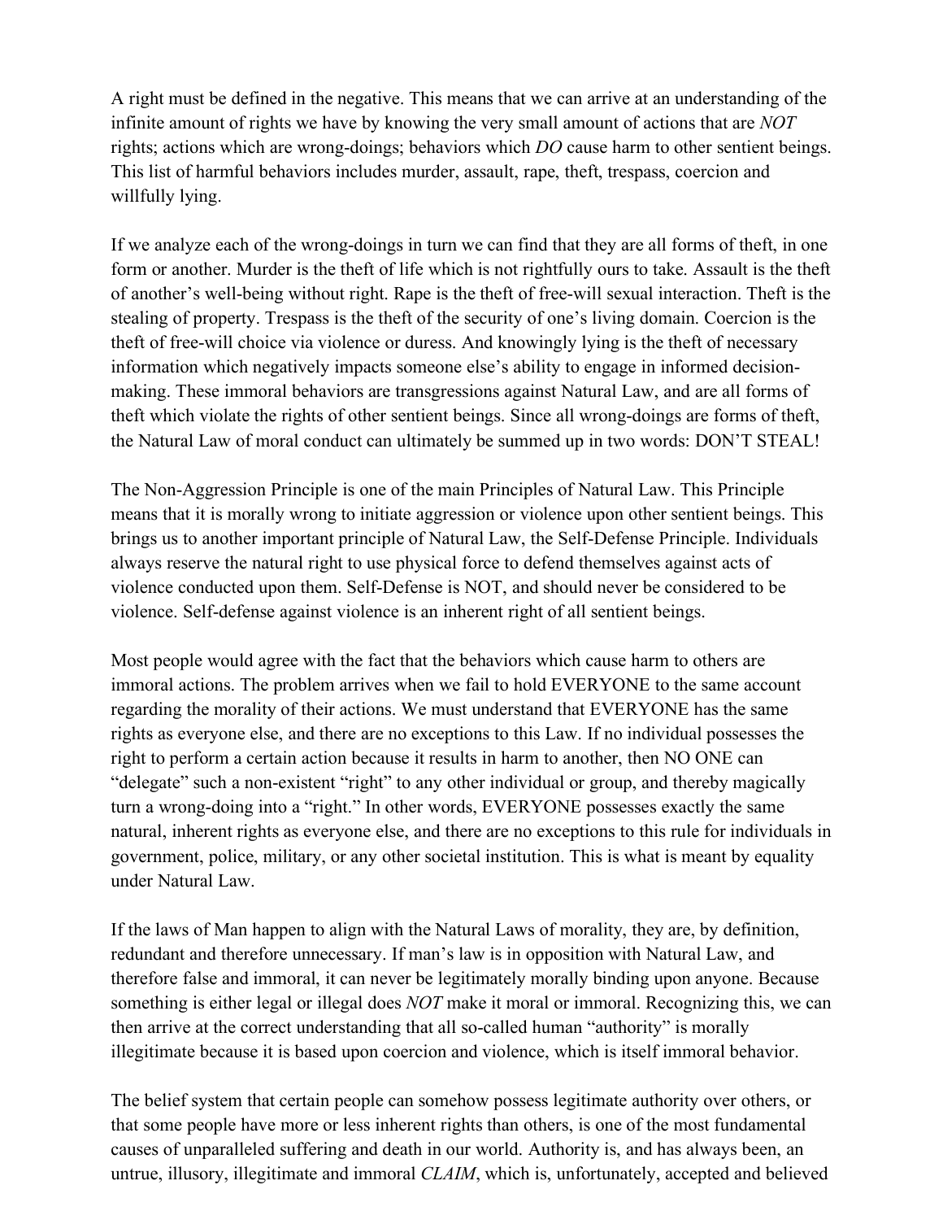A right must be defined in the negative. This means that we can arrive at an understanding of the infinite amount of rights we have by knowing the very small amount of actions that are *NOT* rights; actions which are wrong-doings; behaviors which *DO* cause harm to other sentient beings. This list of harmful behaviors includes murder, assault, rape, theft, trespass, coercion and willfully lying.

If we analyze each of the wrong-doings in turn we can find that they are all forms of theft, in one form or another. Murder is the theft of life which is not rightfully ours to take. Assault is the theft of another's well-being without right. Rape is the theft of free-will sexual interaction. Theft is the stealing of property. Trespass is the theft of the security of one's living domain. Coercion is the theft of free-will choice via violence or duress. And knowingly lying is the theft of necessary information which negatively impacts someone else's ability to engage in informed decision-making. These immoral behaviors are transgressions against Natural Law, and are all forms of theft which violate the rights of other sentient beings. Since all wrong-doings are forms of theft, the Natural Law of moral conduct can ultimately be summed up in two words: DON'T STEAL!

The Non-Aggression Principle is one of the main Principles of Natural Law. This Principle means that it is morally wrong to initiate aggression or violence upon other sentient beings. This brings us to another important principle of Natural Law, the Self-Defense Principle. Individuals always reserve the natural right to use physical force to defend themselves against acts of violence conducted upon them. Self-Defense is NOT, and should never be considered to be violence. Self-defense against violence is an inherent right of all sentient beings.

Most people would agree with the fact that the behaviors which cause harm to others are immoral actions. The problem arrives when we fail to hold EVERYONE to the same account regarding the morality of their actions. We must understand that EVERYONE has the same rights as everyone else, and there are no exceptions to this Law. If no individual possesses the right to perform a certain action because it results in harm to another, then NO ONE can "delegate" such a non-existent "right" to any other individual or group, and thereby magically turn a wrong-doing into a "right." In other words, EVERYONE possesses exactly the same natural, inherent rights as everyone else, and there are no exceptions to this rule for individuals in government, police, military, or any other societal institution. This is what is meant by equality under Natural Law.

If the laws of Man happen to align with the Natural Laws of morality, they are, by definition, redundant and therefore unnecessary. If man's law is in opposition with Natural Law, and therefore false and immoral, it can never be legitimately morally binding upon anyone. Because something is either legal or illegal does *NOT* make it moral or immoral. Recognizing this, we can then arrive at the correct understanding that all so-called human "authority" is morally illegitimate because it is based upon coercion and violence, which is itself immoral behavior.

The belief system that certain people can somehow possess legitimate authority over others, or that some people have more or less inherent rights than others, is one of the most fundamental causes of unparalleled suffering and death in our world. Authority is, and has always been, an untrue, illusory, illegitimate and immoral *CLAIM*, which is, unfortunately, accepted and believed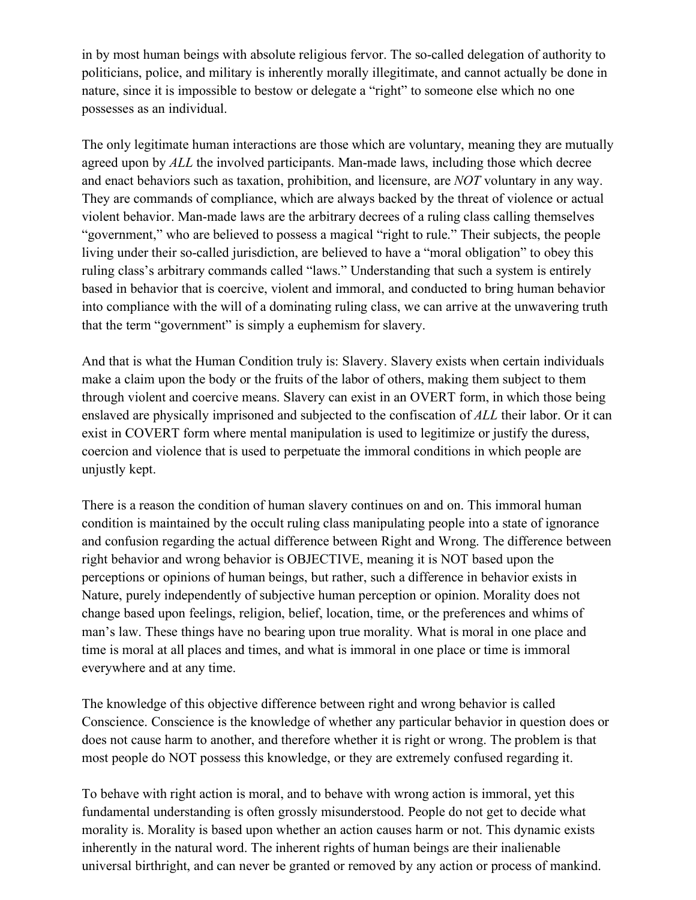in by most human beings with absolute religious fervor. The so-called delegation of authority to politicians, police, and military is inherently morally illegitimate, and cannot actually be done in nature, since it is impossible to bestow or delegate a "right" to someone else which no one possesses as an individual.

The only legitimate human interactions are those which are voluntary, meaning they are mutually agreed upon by *ALL* the involved participants. Man-made laws, including those which decree and enact behaviors such as taxation, prohibition, and licensure, are *NOT* voluntary in any way. They are commands of compliance, which are always backed by the threat of violence or actual violent behavior. Man-made laws are the arbitrary decrees of a ruling class calling themselves "government," who are believed to possess a magical "right to rule." Their subjects, the people living under their so-called jurisdiction, are believed to have a "moral obligation" to obey this ruling class's arbitrary commands called "laws." Understanding that such a system is entirely based in behavior that is coercive, violent and immoral, and conducted to bring human behavior into compliance with the will of a dominating ruling class, we can arrive at the unwavering truth that the term "government" is simply a euphemism for slavery.

And that is what the Human Condition truly is: Slavery. Slavery exists when certain individuals make a claim upon the body or the fruits of the labor of others, making them subject to them through violent and coercive means. Slavery can exist in an OVERT form, in which those being enslaved are physically imprisoned and subjected to the confiscation of *ALL* their labor. Or it can exist in COVERT form where mental manipulation is used to legitimize or justify the duress, coercion and violence that is used to perpetuate the immoral conditions in which people are unjustly kept.

There is a reason the condition of human slavery continues on and on. This immoral human condition is maintained by the occult ruling class manipulating people into a state of ignorance and confusion regarding the actual difference between Right and Wrong. The difference between right behavior and wrong behavior is OBJECTIVE, meaning it is NOT based upon the perceptions or opinions of human beings, but rather, such a difference in behavior exists in Nature, purely independently of subjective human perception or opinion. Morality does not change based upon feelings, religion, belief, location, time, or the preferences and whims of man's law. These things have no bearing upon true morality. What is moral in one place and time is moral at all places and times, and what is immoral in one place or time is immoral everywhere and at any time.

The knowledge of this objective difference between right and wrong behavior is called Conscience. Conscience is the knowledge of whether any particular behavior in question does or does not cause harm to another, and therefore whether it is right or wrong. The problem is that most people do NOT possess this knowledge, or they are extremely confused regarding it.

To behave with right action is moral, and to behave with wrong action is immoral, yet this fundamental understanding is often grossly misunderstood. People do not get to decide what morality is. Morality is based upon whether an action causes harm or not. This dynamic exists inherently in the natural word. The inherent rights of human beings are their inalienable universal birthright, and can never be granted or removed by any action or process of mankind.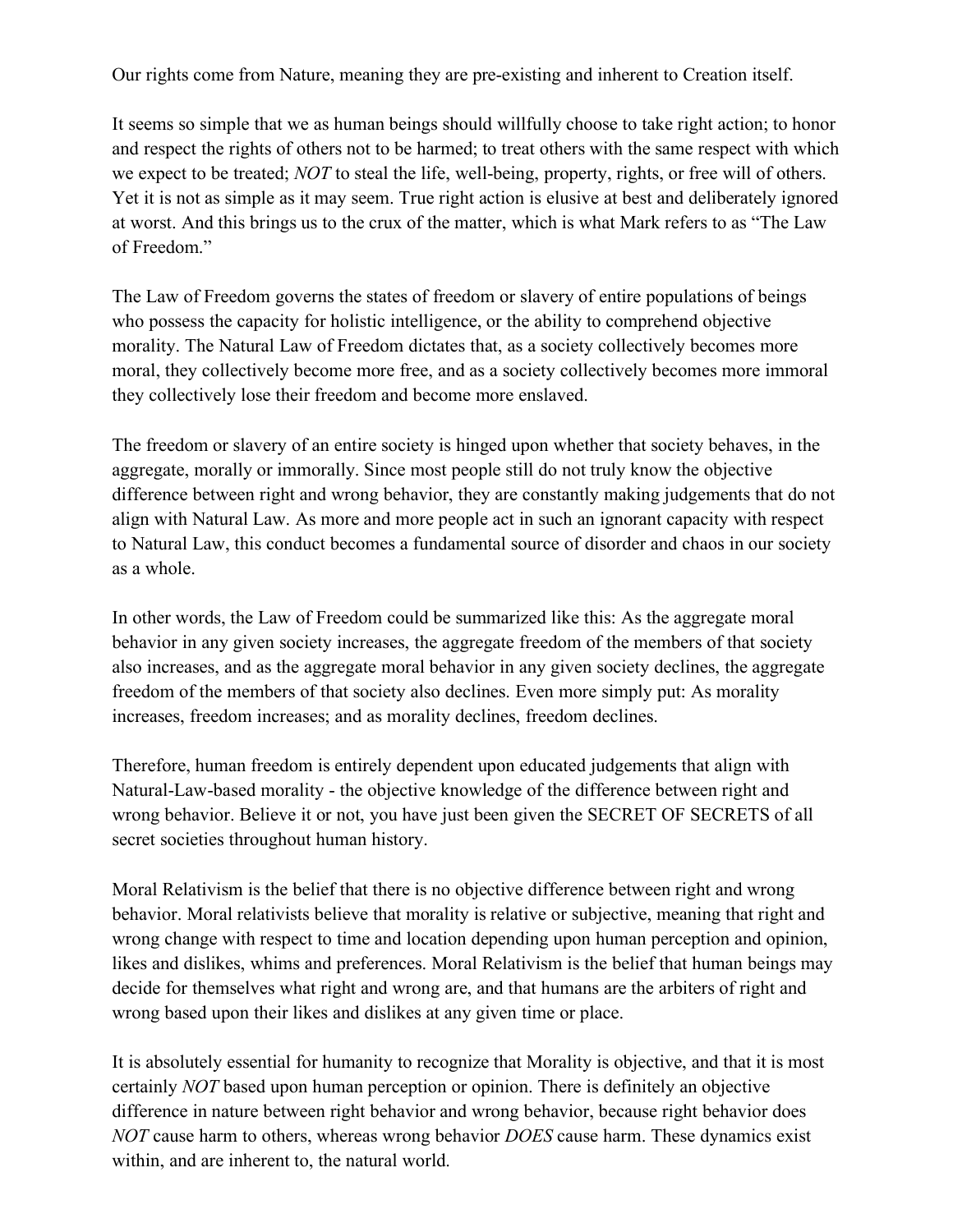Our rights come from Nature, meaning they are pre-existing and inherent to Creation itself.

It seems so simple that we as human beings should willfully choose to take right action; to honor and respect the rights of others not to be harmed; to treat others with the same respect with which we expect to be treated; *NOT* to steal the life, well-being, property, rights, or free will of others. Yet it is not as simple as it may seem. True right action is elusive at best and deliberately ignored at worst. And this brings us to the crux of the matter, which is what Mark refers to as "The Law of Freedom."

The Law of Freedom governs the states of freedom or slavery of entire populations of beings who possess the capacity for holistic intelligence, or the ability to comprehend objective morality. The Natural Law of Freedom dictates that, as a society collectively becomes more moral, they collectively become more free, and as a society collectively becomes more immoral they collectively lose their freedom and become more enslaved.

The freedom or slavery of an entire society is hinged upon whether that society behaves, in the aggregate, morally or immorally. Since most people still do not truly know the objective difference between right and wrong behavior, they are constantly making judgements that do not align with Natural Law. As more and more people act in such an ignorant capacity with respect to Natural Law, this conduct becomes a fundamental source of disorder and chaos in our society as a whole.

In other words, the Law of Freedom could be summarized like this: As the aggregate moral behavior in any given society increases, the aggregate freedom of the members of that society also increases, and as the aggregate moral behavior in any given society declines, the aggregate freedom of the members of that society also declines. Even more simply put: As morality increases, freedom increases; and as morality declines, freedom declines.

Therefore, human freedom is entirely dependent upon educated judgements that align with Natural-Law-based morality - the objective knowledge of the difference between right and wrong behavior. Believe it or not, you have just been given the SECRET OF SECRETS of all secret societies throughout human history.

Moral Relativism is the belief that there is no objective difference between right and wrong behavior. Moral relativists believe that morality is relative or subjective, meaning that right and wrong change with respect to time and location depending upon human perception and opinion, likes and dislikes, whims and preferences. Moral Relativism is the belief that human beings may decide for themselves what right and wrong are, and that humans are the arbiters of right and wrong based upon their likes and dislikes at any given time or place.

It is absolutely essential for humanity to recognize that Morality is objective, and that it is most certainly *NOT* based upon human perception or opinion. There is definitely an objective difference in nature between right behavior and wrong behavior, because right behavior does *NOT* cause harm to others, whereas wrong behavior *DOES* cause harm. These dynamics exist within, and are inherent to, the natural world.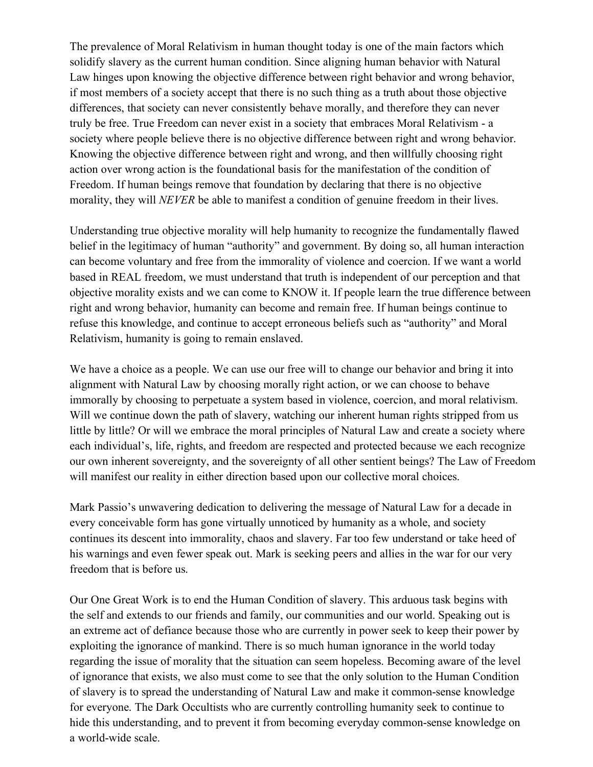The prevalence of Moral Relativism in human thought today is one of the main factors which solidify slavery as the current human condition. Since aligning human behavior with Natural Law hinges upon knowing the objective difference between right behavior and wrong behavior, if most members of a society accept that there is no such thing as a truth about those objective differences, that society can never consistently behave morally, and therefore they can never truly be free. True Freedom can never exist in a society that embraces Moral Relativism - a society where people believe there is no objective difference between right and wrong behavior. Knowing the objective difference between right and wrong, and then willfully choosing right action over wrong action is the foundational basis for the manifestation of the condition of Freedom. If human beings remove that foundation by declaring that there is no objective morality, they will *NEVER* be able to manifest a condition of genuine freedom in their lives.

Understanding true objective morality will help humanity to recognize the fundamentally flawed belief in the legitimacy of human "authority" and government. By doing so, all human interaction can become voluntary and free from the immorality of violence and coercion. If we want a world based in REAL freedom, we must understand that truth is independent of our perception and that objective morality exists and we can come to KNOW it. If people learn the true difference between right and wrong behavior, humanity can become and remain free. If human beings continue to refuse this knowledge, and continue to accept erroneous beliefs such as "authority" and Moral Relativism, humanity is going to remain enslaved.

We have a choice as a people. We can use our free will to change our behavior and bring it into alignment with Natural Law by choosing morally right action, or we can choose to behave immorally by choosing to perpetuate a system based in violence, coercion, and moral relativism. Will we continue down the path of slavery, watching our inherent human rights stripped from us little by little? Or will we embrace the moral principles of Natural Law and create a society where each individual's, life, rights, and freedom are respected and protected because we each recognize our own inherent sovereignty, and the sovereignty of all other sentient beings? The Law of Freedom will manifest our reality in either direction based upon our collective moral choices.

Mark Passio's unwavering dedication to delivering the message of Natural Law for a decade in every conceivable form has gone virtually unnoticed by humanity as a whole, and society continues its descent into immorality, chaos and slavery. Far too few understand or take heed of his warnings and even fewer speak out. Mark is seeking peers and allies in the war for our very freedom that is before us.

Our One Great Work is to end the Human Condition of slavery. This arduous task begins with the self and extends to our friends and family, our communities and our world. Speaking out is an extreme act of defiance because those who are currently in power seek to keep their power by exploiting the ignorance of mankind. There is so much human ignorance in the world today regarding the issue of morality that the situation can seem hopeless. Becoming aware of the level of ignorance that exists, we also must come to see that the only solution to the Human Condition of slavery is to spread the understanding of Natural Law and make it common-sense knowledge for everyone. The Dark Occultists who are currently controlling humanity seek to continue to hide this understanding, and to prevent it from becoming everyday common-sense knowledge on a world-wide scale.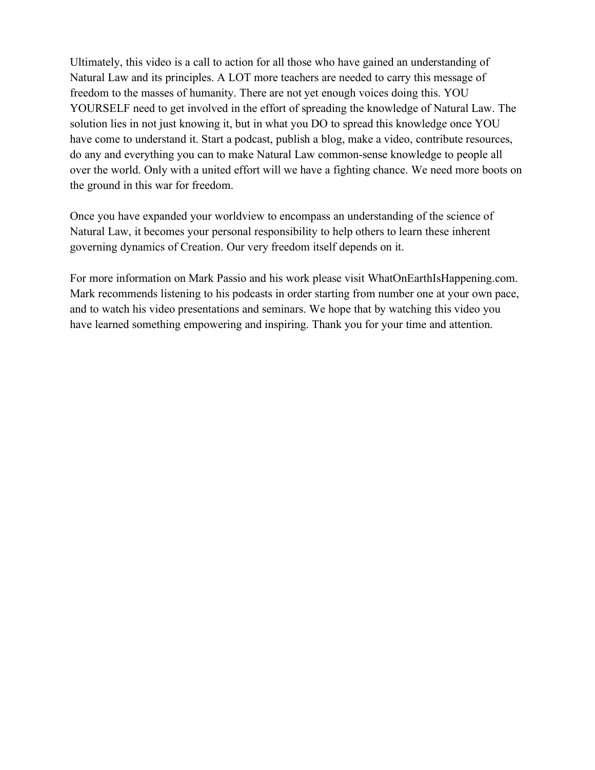Ultimately, this video is a call to action for all those who have gained an understanding of Natural Law and its principles. A LOT more teachers are needed to carry this message of freedom to the masses of humanity. There are not yet enough voices doing this. YOU YOURSELF need to get involved in the effort of spreading the knowledge of Natural Law. The solution lies in not just knowing it, but in what you DO to spread this knowledge once YOU have come to understand it. Start a podcast, publish a blog, make a video, contribute resources, do any and everything you can to make Natural Law common-sense knowledge to people all over the world. Only with a united effort will we have a fighting chance. We need more boots on the ground in this war for freedom.

Once you have expanded your worldview to encompass an understanding of the science of Natural Law, it becomes your personal responsibility to help others to learn these inherent governing dynamics of Creation. Our very freedom itself depends on it.

For more information on Mark Passio and his work please visit WhatOnEarthIsHappening.com. Mark recommends listening to his podcasts in order starting from number one at your own pace, and to watch his video presentations and seminars. We hope that by watching this video you have learned something empowering and inspiring. Thank you for your time and attention.